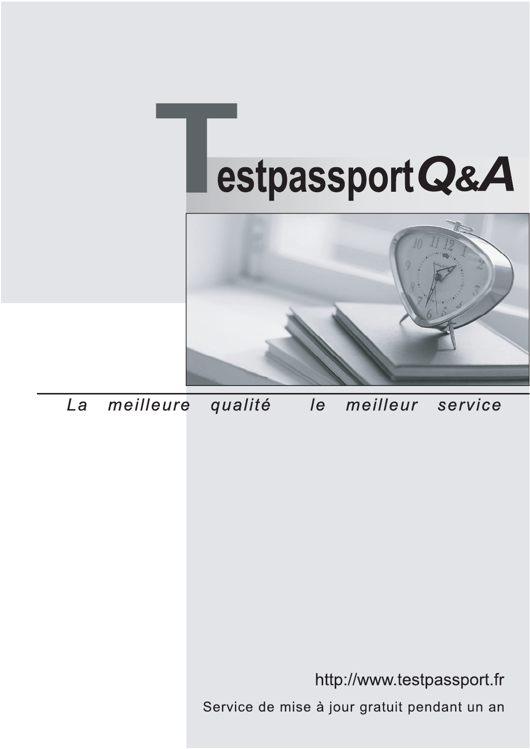# TestpassportQ&A

La meilleure qualité le meilleur service

http://www.testpassport.fr

Service de mise à jour gratuit pendant un an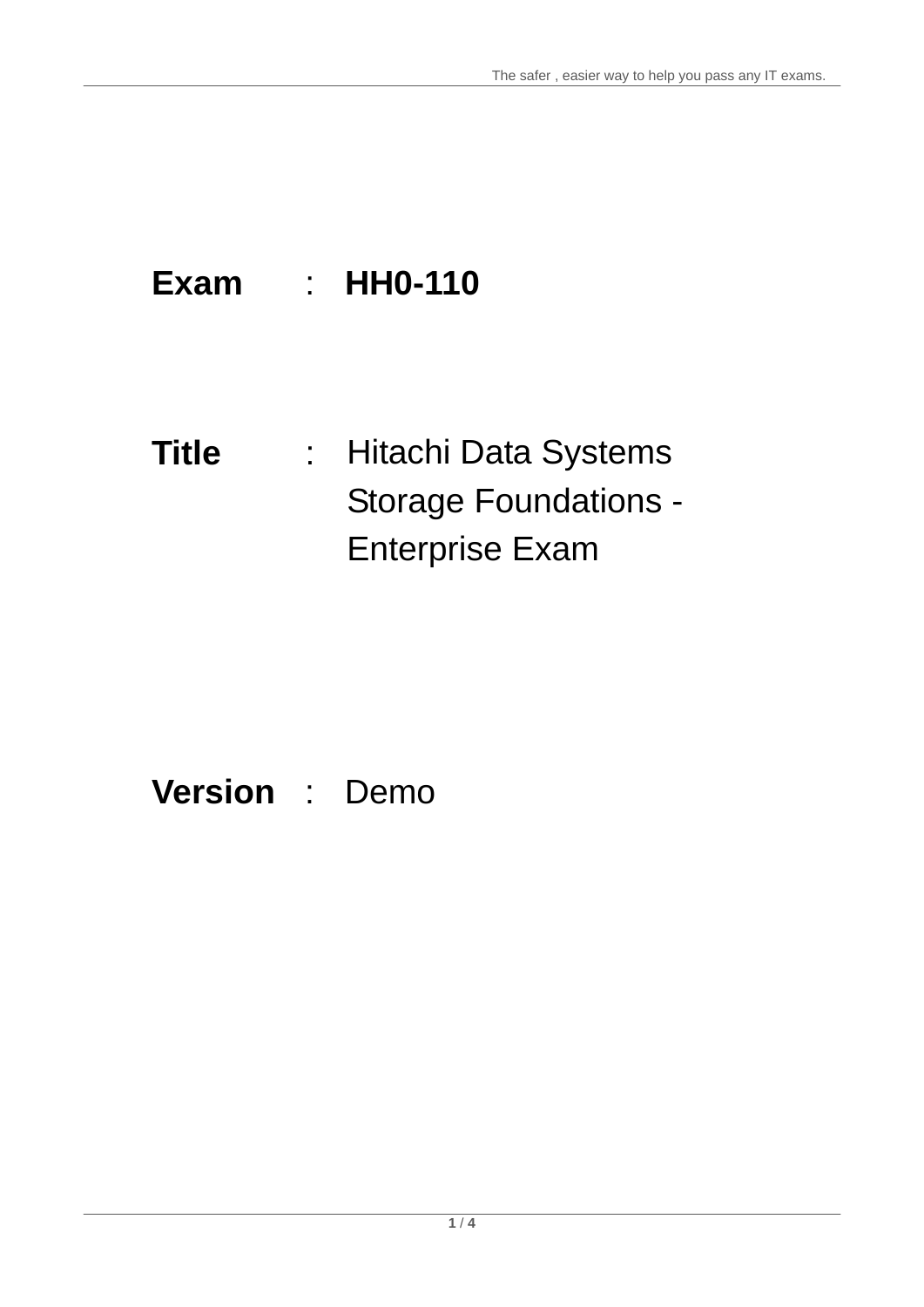**Exam** : **HH0-110**

**Title** : Hitachi Data Systems Storage Foundations - Enterprise Exam

**Version** : Demo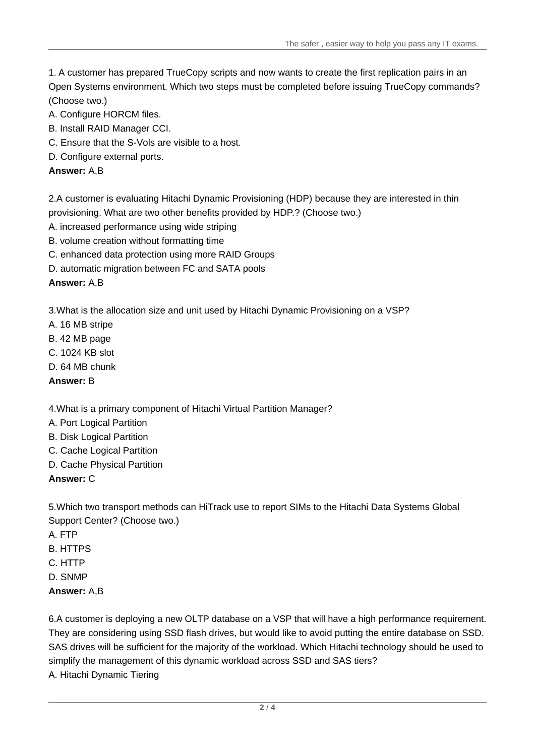1. A customer has prepared TrueCopy scripts and now wants to create the first replication pairs in an Open Systems environment. Which two steps must be completed before issuing TrueCopy commands? (Choose two.)

A. Configure HORCM files.
B. Install RAID Manager CCI.
C. Ensure that the S-Vols are visible to a host.
D. Configure external ports.

**Answer:** A,B

2.A customer is evaluating Hitachi Dynamic Provisioning (HDP) because they are interested in thin provisioning. What are two other benefits provided by HDP.? (Choose two.)

A. increased performance using wide striping
B. volume creation without formatting time
C. enhanced data protection using more RAID Groups
D. automatic migration between FC and SATA pools

**Answer:** A,B

3.What is the allocation size and unit used by Hitachi Dynamic Provisioning on a VSP?

A. 16 MB stripe
B. 42 MB page
C. 1024 KB slot
D. 64 MB chunk

**Answer:** B

4.What is a primary component of Hitachi Virtual Partition Manager?

A. Port Logical Partition
B. Disk Logical Partition
C. Cache Logical Partition
D. Cache Physical Partition

**Answer:** C

5.Which two transport methods can HiTrack use to report SIMs to the Hitachi Data Systems Global Support Center? (Choose two.)

A. FTP
B. HTTPS
C. HTTP
D. SNMP

**Answer:** A,B

6.A customer is deploying a new OLTP database on a VSP that will have a high performance requirement. They are considering using SSD flash drives, but would like to avoid putting the entire database on SSD. SAS drives will be sufficient for the majority of the workload. Which Hitachi technology should be used to simplify the management of this dynamic workload across SSD and SAS tiers?

A. Hitachi Dynamic Tiering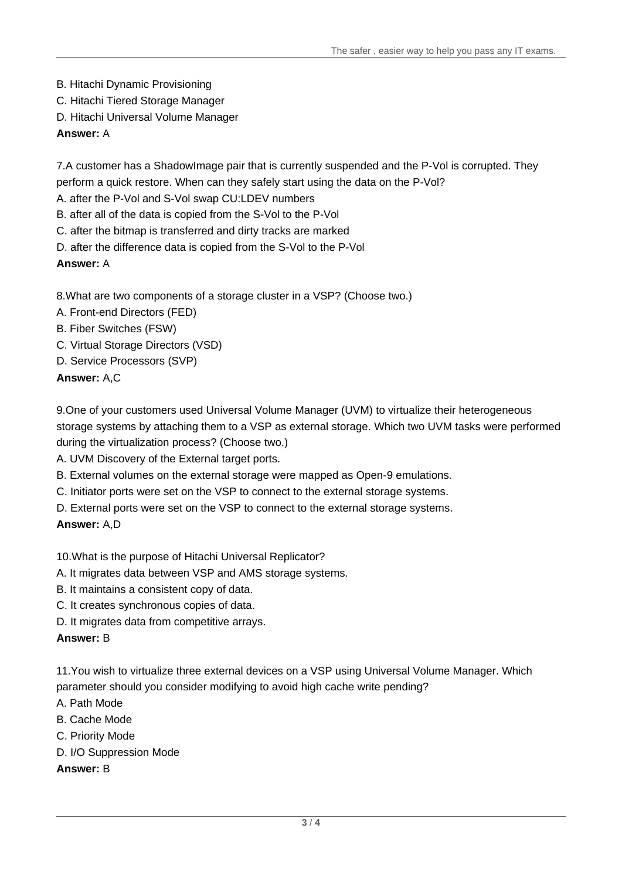B. Hitachi Dynamic Provisioning

C. Hitachi Tiered Storage Manager

D. Hitachi Universal Volume Manager

**Answer:** A

7.A customer has a ShadowImage pair that is currently suspended and the P-Vol is corrupted. They perform a quick restore. When can they safely start using the data on the P-Vol?

A. after the P-Vol and S-Vol swap CU:LDEV numbers

B. after all of the data is copied from the S-Vol to the P-Vol

C. after the bitmap is transferred and dirty tracks are marked

D. after the difference data is copied from the S-Vol to the P-Vol

**Answer:** A

8.What are two components of a storage cluster in a VSP? (Choose two.)

A. Front-end Directors (FED)

B. Fiber Switches (FSW)

C. Virtual Storage Directors (VSD)

D. Service Processors (SVP)

**Answer:** A,C

9.One of your customers used Universal Volume Manager (UVM) to virtualize their heterogeneous storage systems by attaching them to a VSP as external storage. Which two UVM tasks were performed during the virtualization process? (Choose two.)

A. UVM Discovery of the External target ports.

B. External volumes on the external storage were mapped as Open-9 emulations.

C. Initiator ports were set on the VSP to connect to the external storage systems.

D. External ports were set on the VSP to connect to the external storage systems.

**Answer:** A,D

10.What is the purpose of Hitachi Universal Replicator?

A. It migrates data between VSP and AMS storage systems.

B. It maintains a consistent copy of data.

C. It creates synchronous copies of data.

D. It migrates data from competitive arrays.

**Answer:** B

11.You wish to virtualize three external devices on a VSP using Universal Volume Manager. Which parameter should you consider modifying to avoid high cache write pending?

A. Path Mode

B. Cache Mode

C. Priority Mode

D. I/O Suppression Mode

**Answer:** B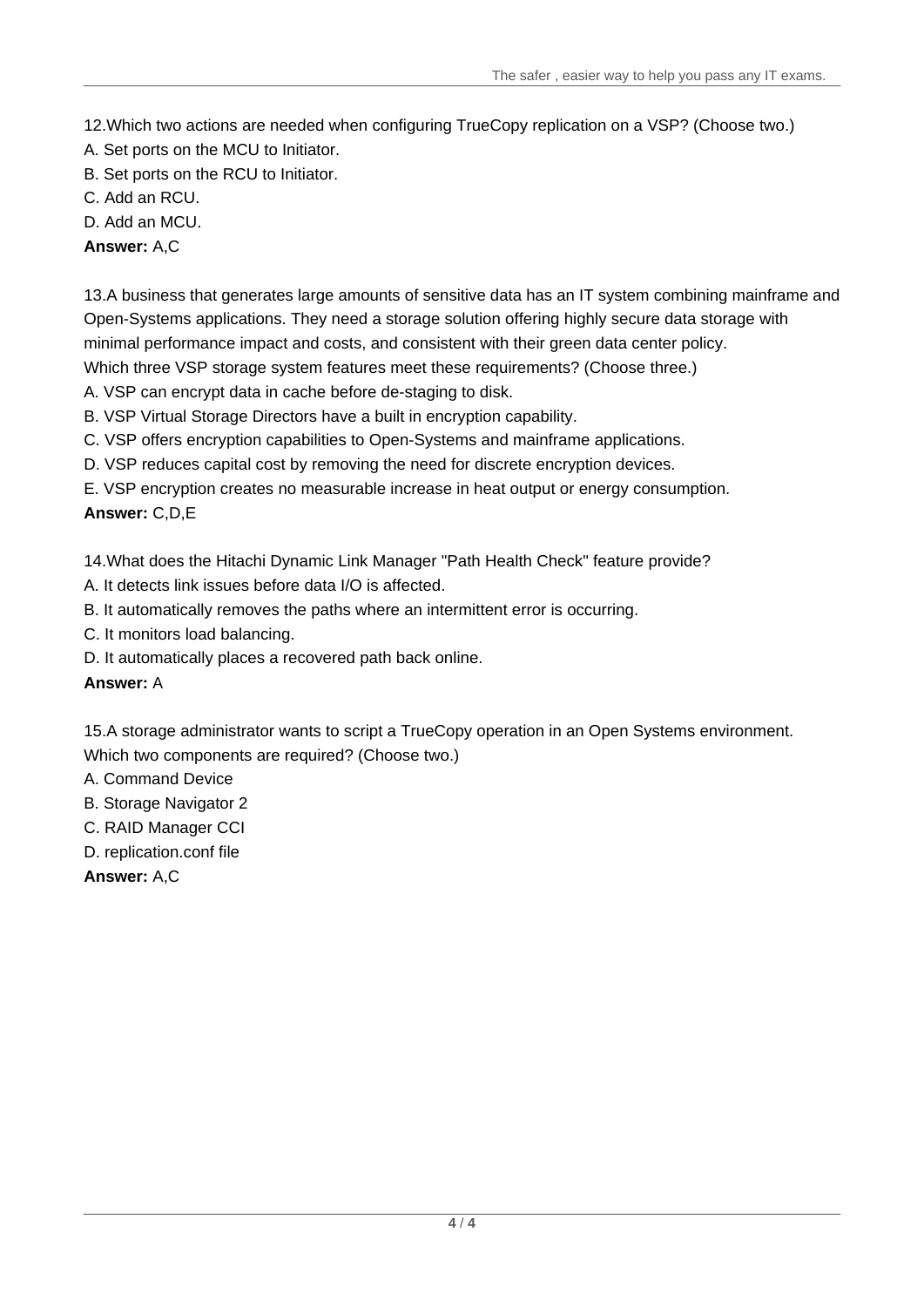12.Which two actions are needed when configuring TrueCopy replication on a VSP? (Choose two.)
A. Set ports on the MCU to Initiator.
B. Set ports on the RCU to Initiator.
C. Add an RCU.
D. Add an MCU.
**Answer:** A,C

13.A business that generates large amounts of sensitive data has an IT system combining mainframe and Open-Systems applications. They need a storage solution offering highly secure data storage with minimal performance impact and costs, and consistent with their green data center policy.
Which three VSP storage system features meet these requirements? (Choose three.)
A. VSP can encrypt data in cache before de-staging to disk.
B. VSP Virtual Storage Directors have a built in encryption capability.
C. VSP offers encryption capabilities to Open-Systems and mainframe applications.
D. VSP reduces capital cost by removing the need for discrete encryption devices.
E. VSP encryption creates no measurable increase in heat output or energy consumption.
**Answer:** C,D,E

14.What does the Hitachi Dynamic Link Manager "Path Health Check" feature provide?
A. It detects link issues before data I/O is affected.
B. It automatically removes the paths where an intermittent error is occurring.
C. It monitors load balancing.
D. It automatically places a recovered path back online.
**Answer:** A

15.A storage administrator wants to script a TrueCopy operation in an Open Systems environment.
Which two components are required? (Choose two.)
A. Command Device
B. Storage Navigator 2
C. RAID Manager CCI
D. replication.conf file
**Answer:** A,C